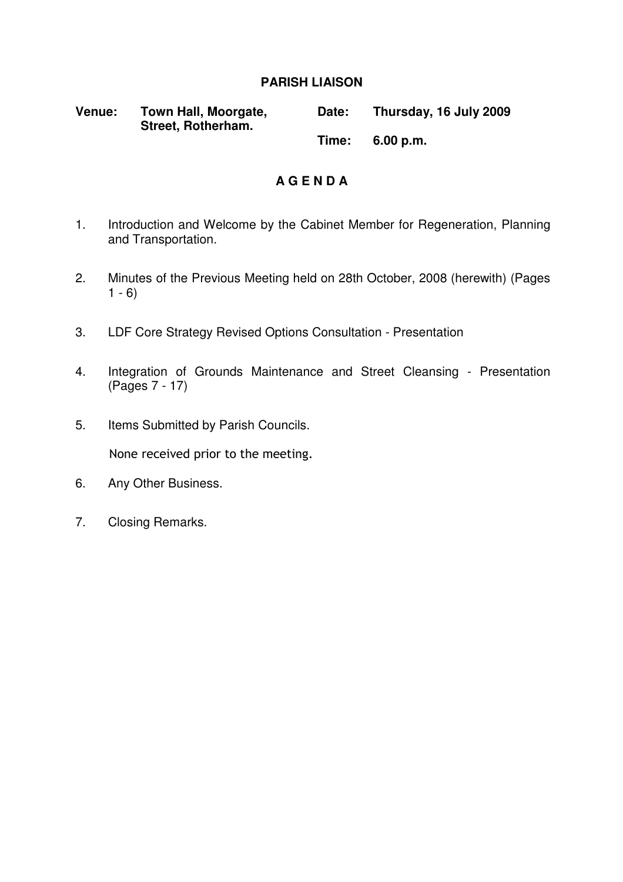# PARISH LIAISON

**Venue:** **Town Hall, Moorgate, Street, Rotherham.**

**Date:** **Thursday, 16 July 2009**

**Time:** **6.00 p.m.**

## A G E N D A

1. Introduction and Welcome by the Cabinet Member for Regeneration, Planning and Transportation.

2. Minutes of the Previous Meeting held on 28th October, 2008 (herewith) (Pages 1 - 6)

3. LDF Core Strategy Revised Options Consultation - Presentation

4. Integration of Grounds Maintenance and Street Cleansing - Presentation (Pages 7 - 17)

5. Items Submitted by Parish Councils.

   None received prior to the meeting.

6. Any Other Business.

7. Closing Remarks.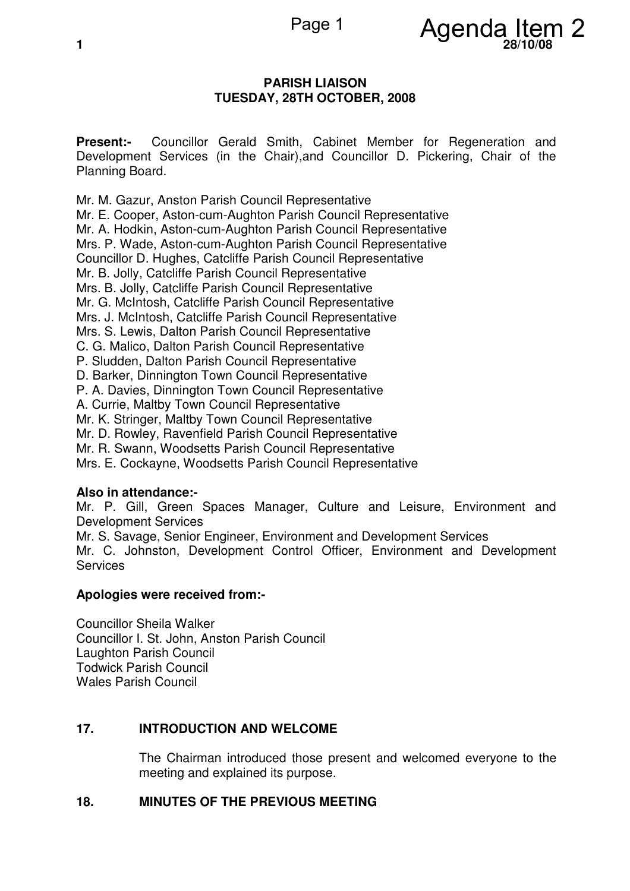## PARISH LIAISON
### TUESDAY, 28TH OCTOBER, 2008

**Present:-** Councillor Gerald Smith, Cabinet Member for Regeneration and Development Services (in the Chair),and Councillor D. Pickering, Chair of the Planning Board.

Mr. M. Gazur, Anston Parish Council Representative
Mr. E. Cooper, Aston-cum-Aughton Parish Council Representative
Mr. A. Hodkin, Aston-cum-Aughton Parish Council Representative
Mrs. P. Wade, Aston-cum-Aughton Parish Council Representative
Councillor D. Hughes, Catcliffe Parish Council Representative
Mr. B. Jolly, Catcliffe Parish Council Representative
Mrs. B. Jolly, Catcliffe Parish Council Representative
Mr. G. McIntosh, Catcliffe Parish Council Representative
Mrs. J. McIntosh, Catcliffe Parish Council Representative
Mrs. S. Lewis, Dalton Parish Council Representative
C. G. Malico, Dalton Parish Council Representative
P. Sludden, Dalton Parish Council Representative
D. Barker, Dinnington Town Council Representative
P. A. Davies, Dinnington Town Council Representative
A. Currie, Maltby Town Council Representative
Mr. K. Stringer, Maltby Town Council Representative
Mr. D. Rowley, Ravenfield Parish Council Representative
Mr. R. Swann, Woodsetts Parish Council Representative
Mrs. E. Cockayne, Woodsetts Parish Council Representative

**Also in attendance:-**
Mr. P. Gill, Green Spaces Manager, Culture and Leisure, Environment and Development Services
Mr. S. Savage, Senior Engineer, Environment and Development Services
Mr. C. Johnston, Development Control Officer, Environment and Development Services

**Apologies were received from:-**

Councillor Sheila Walker
Councillor I. St. John, Anston Parish Council
Laughton Parish Council
Todwick Parish Council
Wales Parish Council

**17. INTRODUCTION AND WELCOME**

The Chairman introduced those present and welcomed everyone to the meeting and explained its purpose.

**18. MINUTES OF THE PREVIOUS MEETING**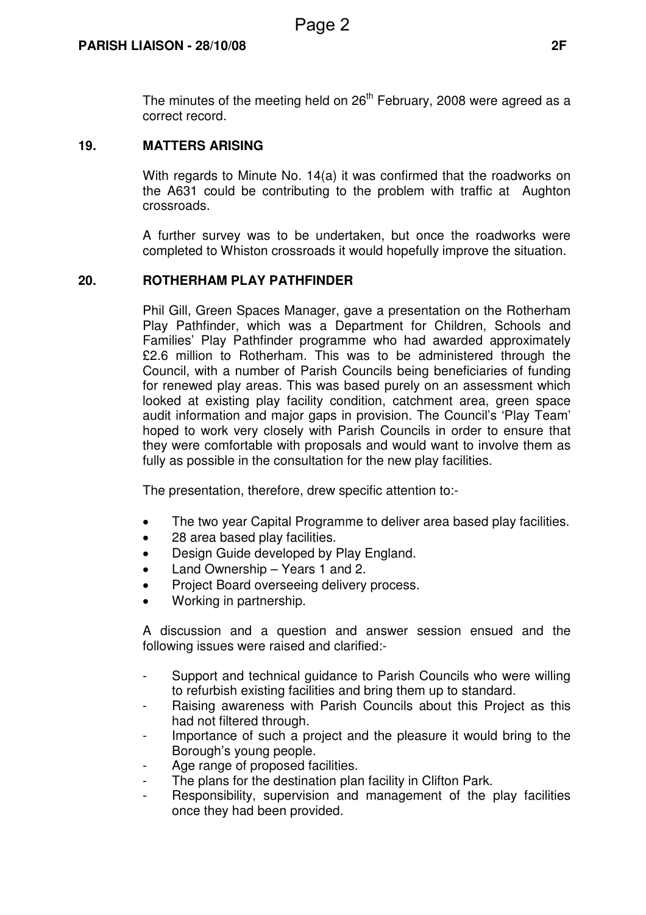The minutes of the meeting held on 26th February, 2008 were agreed as a correct record.

## 19. MATTERS ARISING

With regards to Minute No. 14(a) it was confirmed that the roadworks on the A631 could be contributing to the problem with traffic at Aughton crossroads.

A further survey was to be undertaken, but once the roadworks were completed to Whiston crossroads it would hopefully improve the situation.

## 20. ROTHERHAM PLAY PATHFINDER

Phil Gill, Green Spaces Manager, gave a presentation on the Rotherham Play Pathfinder, which was a Department for Children, Schools and Families' Play Pathfinder programme who had awarded approximately £2.6 million to Rotherham. This was to be administered through the Council, with a number of Parish Councils being beneficiaries of funding for renewed play areas. This was based purely on an assessment which looked at existing play facility condition, catchment area, green space audit information and major gaps in provision. The Council's 'Play Team' hoped to work very closely with Parish Councils in order to ensure that they were comfortable with proposals and would want to involve them as fully as possible in the consultation for the new play facilities.

The presentation, therefore, drew specific attention to:-

- The two year Capital Programme to deliver area based play facilities.
- 28 area based play facilities.
- Design Guide developed by Play England.
- Land Ownership – Years 1 and 2.
- Project Board overseeing delivery process.
- Working in partnership.

A discussion and a question and answer session ensued and the following issues were raised and clarified:-

- Support and technical guidance to Parish Councils who were willing to refurbish existing facilities and bring them up to standard.
- Raising awareness with Parish Councils about this Project as this had not filtered through.
- Importance of such a project and the pleasure it would bring to the Borough's young people.
- Age range of proposed facilities.
- The plans for the destination plan facility in Clifton Park.
- Responsibility, supervision and management of the play facilities once they had been provided.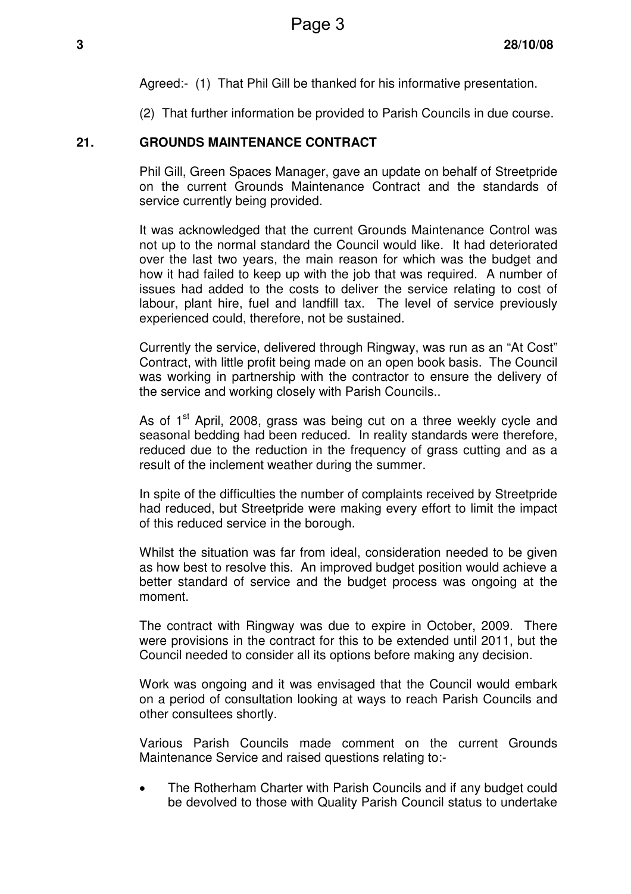Agreed:- (1) That Phil Gill be thanked for his informative presentation.

(2) That further information be provided to Parish Councils in due course.

## 21. GROUNDS MAINTENANCE CONTRACT

Phil Gill, Green Spaces Manager, gave an update on behalf of Streetpride on the current Grounds Maintenance Contract and the standards of service currently being provided.

It was acknowledged that the current Grounds Maintenance Control was not up to the normal standard the Council would like. It had deteriorated over the last two years, the main reason for which was the budget and how it had failed to keep up with the job that was required. A number of issues had added to the costs to deliver the service relating to cost of labour, plant hire, fuel and landfill tax. The level of service previously experienced could, therefore, not be sustained.

Currently the service, delivered through Ringway, was run as an "At Cost" Contract, with little profit being made on an open book basis. The Council was working in partnership with the contractor to ensure the delivery of the service and working closely with Parish Councils..

As of 1st April, 2008, grass was being cut on a three weekly cycle and seasonal bedding had been reduced. In reality standards were therefore, reduced due to the reduction in the frequency of grass cutting and as a result of the inclement weather during the summer.

In spite of the difficulties the number of complaints received by Streetpride had reduced, but Streetpride were making every effort to limit the impact of this reduced service in the borough.

Whilst the situation was far from ideal, consideration needed to be given as how best to resolve this. An improved budget position would achieve a better standard of service and the budget process was ongoing at the moment.

The contract with Ringway was due to expire in October, 2009. There were provisions in the contract for this to be extended until 2011, but the Council needed to consider all its options before making any decision.

Work was ongoing and it was envisaged that the Council would embark on a period of consultation looking at ways to reach Parish Councils and other consultees shortly.

Various Parish Councils made comment on the current Grounds Maintenance Service and raised questions relating to:-

- The Rotherham Charter with Parish Councils and if any budget could be devolved to those with Quality Parish Council status to undertake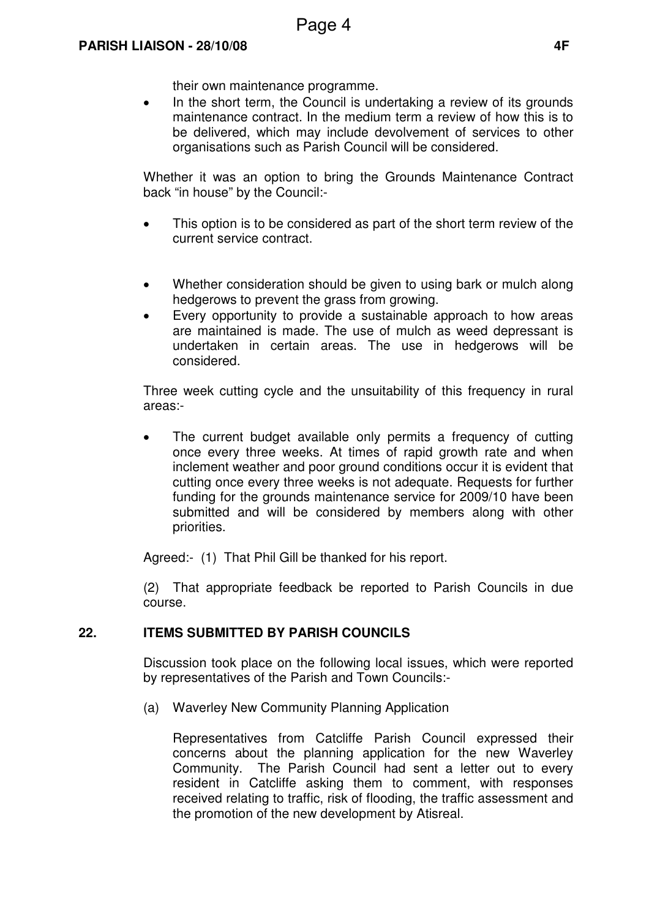their own maintenance programme.

- In the short term, the Council is undertaking a review of its grounds maintenance contract. In the medium term a review of how this is to be delivered, which may include devolvement of services to other organisations such as Parish Council will be considered.

Whether it was an option to bring the Grounds Maintenance Contract back "in house" by the Council:-

- This option is to be considered as part of the short term review of the current service contract.

- Whether consideration should be given to using bark or mulch along hedgerows to prevent the grass from growing.
- Every opportunity to provide a sustainable approach to how areas are maintained is made. The use of mulch as weed depressant is undertaken in certain areas. The use in hedgerows will be considered.

Three week cutting cycle and the unsuitability of this frequency in rural areas:-

- The current budget available only permits a frequency of cutting once every three weeks. At times of rapid growth rate and when inclement weather and poor ground conditions occur it is evident that cutting once every three weeks is not adequate. Requests for further funding for the grounds maintenance service for 2009/10 have been submitted and will be considered by members along with other priorities.

Agreed:- (1) That Phil Gill be thanked for his report.

(2) That appropriate feedback be reported to Parish Councils in due course.

## 22. ITEMS SUBMITTED BY PARISH COUNCILS

Discussion took place on the following local issues, which were reported by representatives of the Parish and Town Councils:-

(a) Waverley New Community Planning Application

Representatives from Catcliffe Parish Council expressed their concerns about the planning application for the new Waverley Community. The Parish Council had sent a letter out to every resident in Catcliffe asking them to comment, with responses received relating to traffic, risk of flooding, the traffic assessment and the promotion of the new development by Atisreal.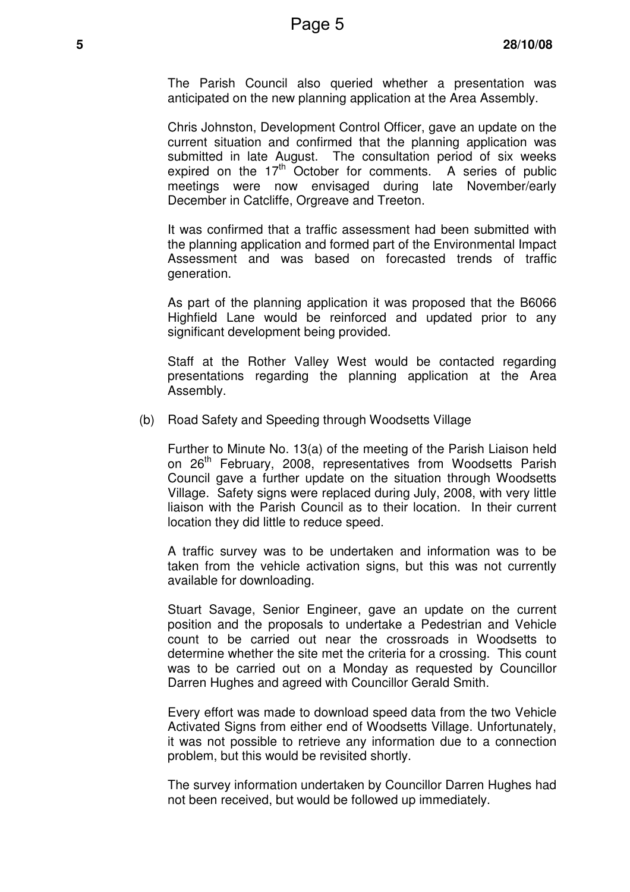The Parish Council also queried whether a presentation was anticipated on the new planning application at the Area Assembly.

Chris Johnston, Development Control Officer, gave an update on the current situation and confirmed that the planning application was submitted in late August. The consultation period of six weeks expired on the 17th October for comments. A series of public meetings were now envisaged during late November/early December in Catcliffe, Orgreave and Treeton.

It was confirmed that a traffic assessment had been submitted with the planning application and formed part of the Environmental Impact Assessment and was based on forecasted trends of traffic generation.

As part of the planning application it was proposed that the B6066 Highfield Lane would be reinforced and updated prior to any significant development being provided.

Staff at the Rother Valley West would be contacted regarding presentations regarding the planning application at the Area Assembly.

(b) Road Safety and Speeding through Woodsetts Village

Further to Minute No. 13(a) of the meeting of the Parish Liaison held on 26th February, 2008, representatives from Woodsetts Parish Council gave a further update on the situation through Woodsetts Village. Safety signs were replaced during July, 2008, with very little liaison with the Parish Council as to their location. In their current location they did little to reduce speed.

A traffic survey was to be undertaken and information was to be taken from the vehicle activation signs, but this was not currently available for downloading.

Stuart Savage, Senior Engineer, gave an update on the current position and the proposals to undertake a Pedestrian and Vehicle count to be carried out near the crossroads in Woodsetts to determine whether the site met the criteria for a crossing. This count was to be carried out on a Monday as requested by Councillor Darren Hughes and agreed with Councillor Gerald Smith.

Every effort was made to download speed data from the two Vehicle Activated Signs from either end of Woodsetts Village. Unfortunately, it was not possible to retrieve any information due to a connection problem, but this would be revisited shortly.

The survey information undertaken by Councillor Darren Hughes had not been received, but would be followed up immediately.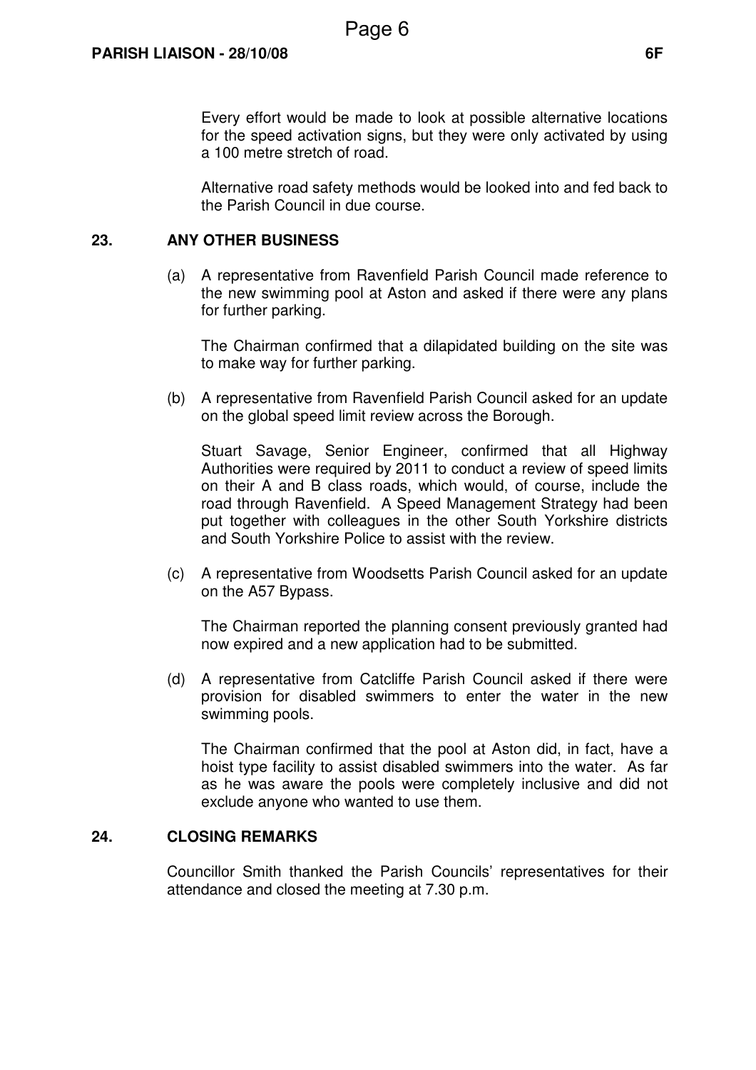Every effort would be made to look at possible alternative locations for the speed activation signs, but they were only activated by using a 100 metre stretch of road.

Alternative road safety methods would be looked into and fed back to the Parish Council in due course.

## 23. ANY OTHER BUSINESS

(a) A representative from Ravenfield Parish Council made reference to the new swimming pool at Aston and asked if there were any plans for further parking.

The Chairman confirmed that a dilapidated building on the site was to make way for further parking.

(b) A representative from Ravenfield Parish Council asked for an update on the global speed limit review across the Borough.

Stuart Savage, Senior Engineer, confirmed that all Highway Authorities were required by 2011 to conduct a review of speed limits on their A and B class roads, which would, of course, include the road through Ravenfield. A Speed Management Strategy had been put together with colleagues in the other South Yorkshire districts and South Yorkshire Police to assist with the review.

(c) A representative from Woodsetts Parish Council asked for an update on the A57 Bypass.

The Chairman reported the planning consent previously granted had now expired and a new application had to be submitted.

(d) A representative from Catcliffe Parish Council asked if there were provision for disabled swimmers to enter the water in the new swimming pools.

The Chairman confirmed that the pool at Aston did, in fact, have a hoist type facility to assist disabled swimmers into the water. As far as he was aware the pools were completely inclusive and did not exclude anyone who wanted to use them.

## 24. CLOSING REMARKS

Councillor Smith thanked the Parish Councils' representatives for their attendance and closed the meeting at 7.30 p.m.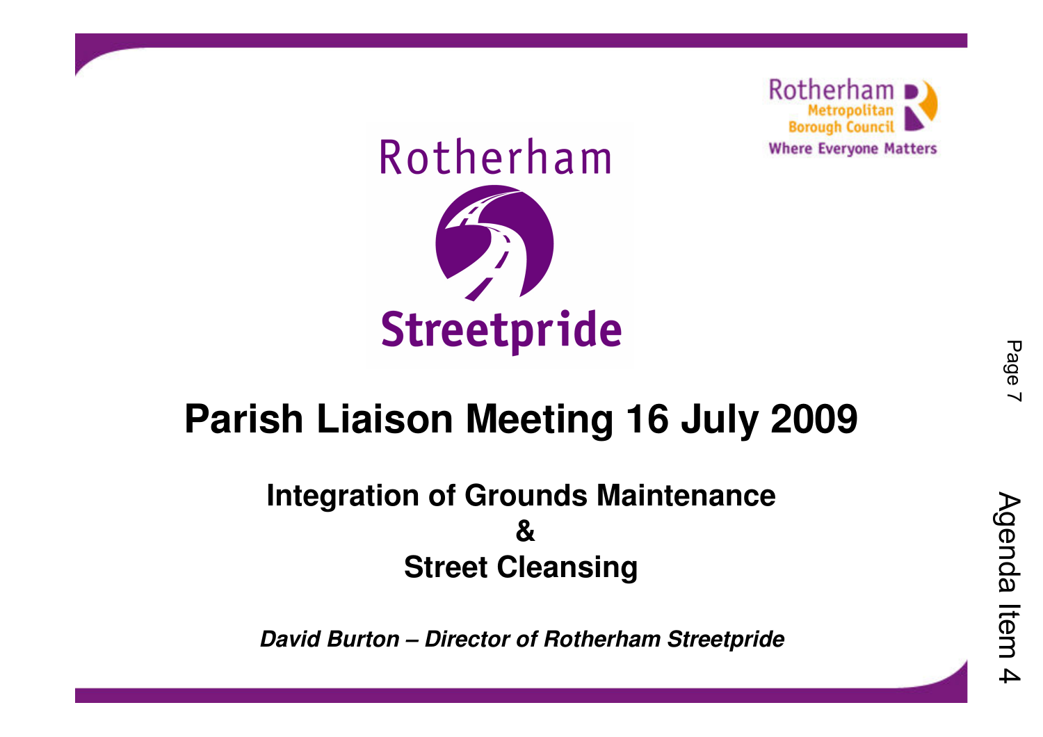# Parish Liaison Meeting 16 July 2009

## Integration of Grounds Maintenance & Street Cleansing

***David Burton – Director of Rotherham Streetpride***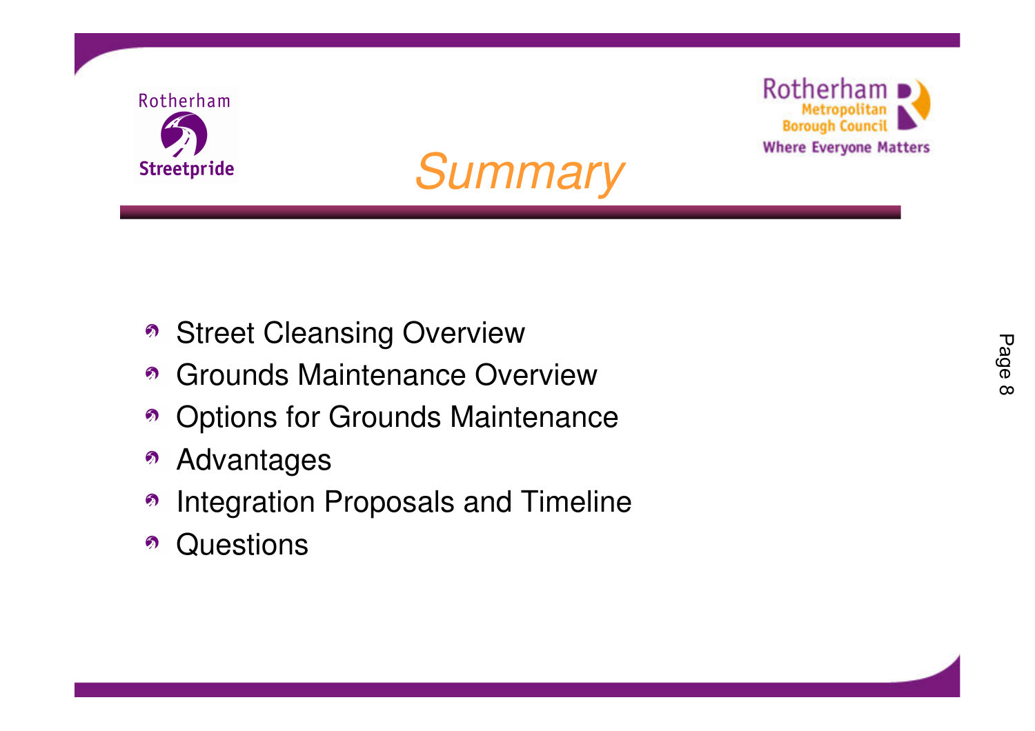# Summary

- Street Cleansing Overview
- Grounds Maintenance Overview
- Options for Grounds Maintenance
- Advantages
- Integration Proposals and Timeline
- Questions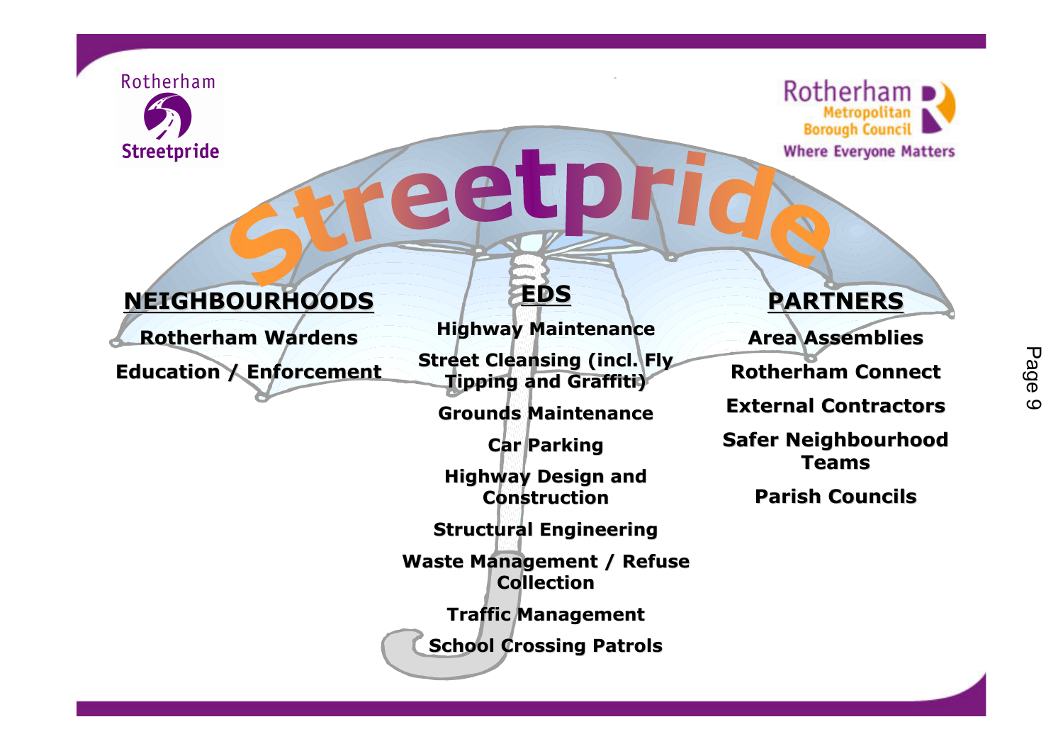Rotherham Streetpride

Rotherham Metropolitan Borough Council
Where Everyone Matters

# Streetpride

## NEIGHBOURHOODS

Rotherham Wardens

Education / Enforcement

## EDS

Highway Maintenance

Street Cleansing (incl. Fly Tipping and Graffiti)

Grounds Maintenance

Car Parking

Highway Design and Construction

Structural Engineering

Waste Management / Refuse Collection

Traffic Management

School Crossing Patrols

## PARTNERS

Area Assemblies

Rotherham Connect

External Contractors

Safer Neighbourhood Teams

Parish Councils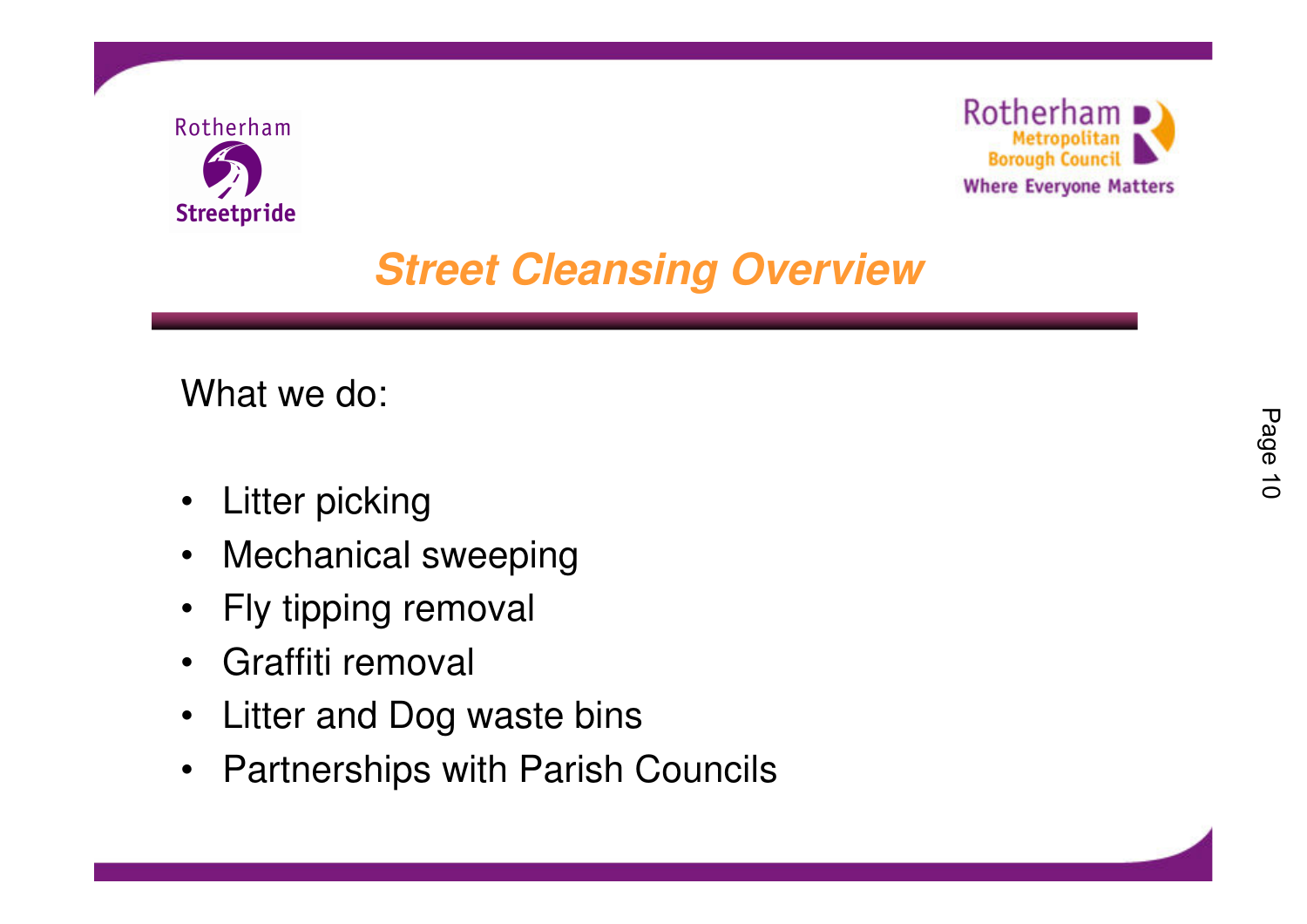# Street Cleansing Overview

What we do:

- Litter picking
- Mechanical sweeping
- Fly tipping removal
- Graffiti removal
- Litter and Dog waste bins
- Partnerships with Parish Councils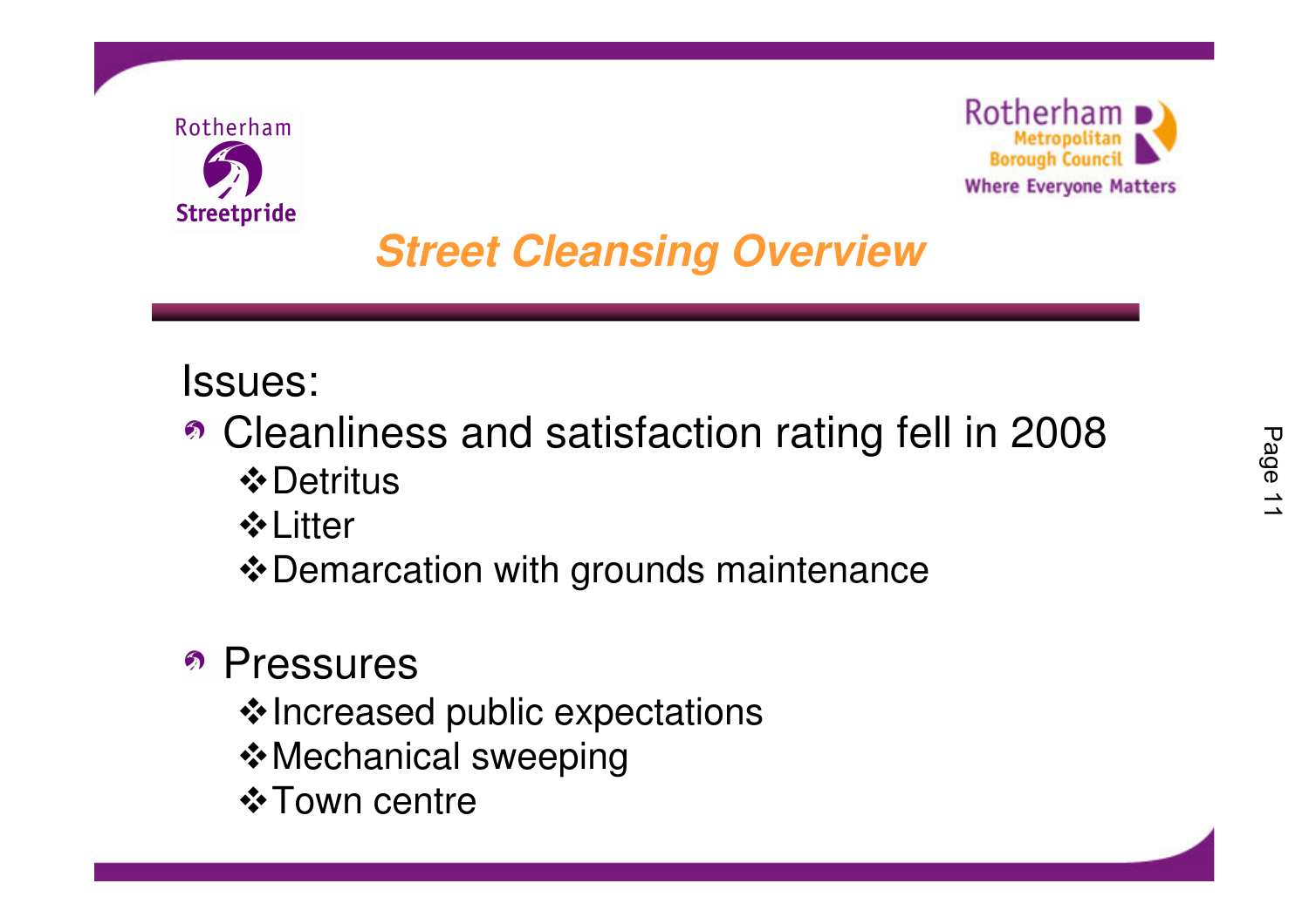Rotherham Streetpride

Rotherham Metropolitan Borough Council
Where Everyone Matters

# *Street Cleansing Overview*

Issues:

- Cleanliness and satisfaction rating fell in 2008
  - Detritus
  - Litter
  - Demarcation with grounds maintenance

- Pressures
  - Increased public expectations
  - Mechanical sweeping
  - Town centre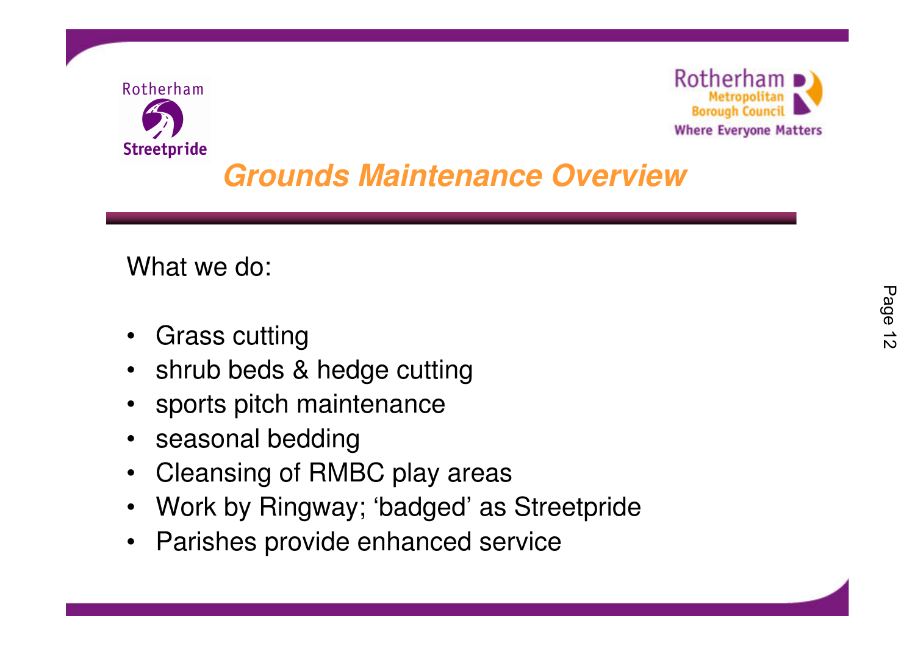Rotherham Streetpride

Rotherham Metropolitan Borough Council
Where Everyone Matters

# Grounds Maintenance Overview

What we do:

- Grass cutting
- shrub beds & hedge cutting
- sports pitch maintenance
- seasonal bedding
- Cleansing of RMBC play areas
- Work by Ringway; 'badged' as Streetpride
- Parishes provide enhanced service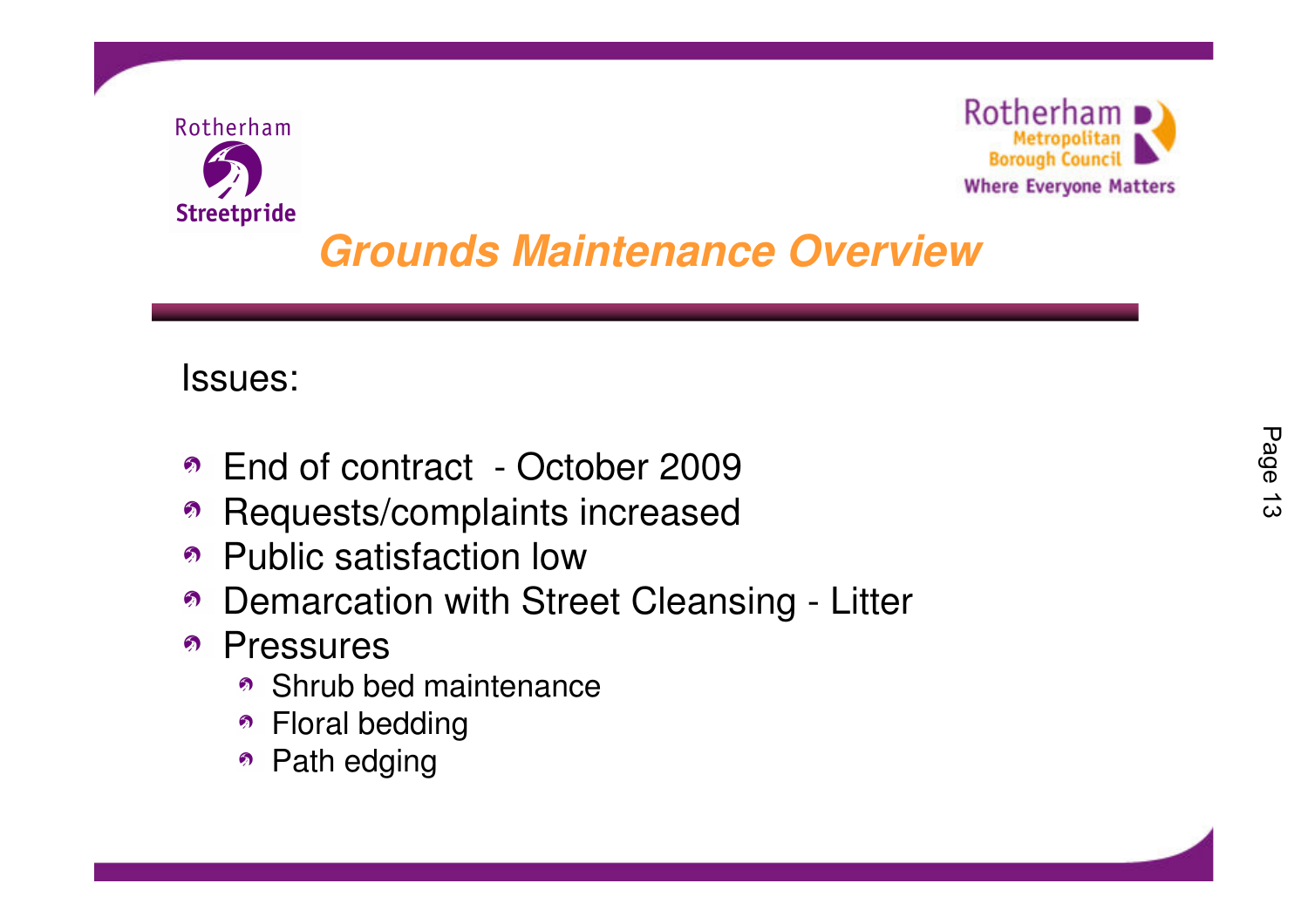# Grounds Maintenance Overview

Issues:

- End of contract - October 2009
- Requests/complaints increased
- Public satisfaction low
- Demarcation with Street Cleansing - Litter
- Pressures
  - Shrub bed maintenance
  - Floral bedding
  - Path edging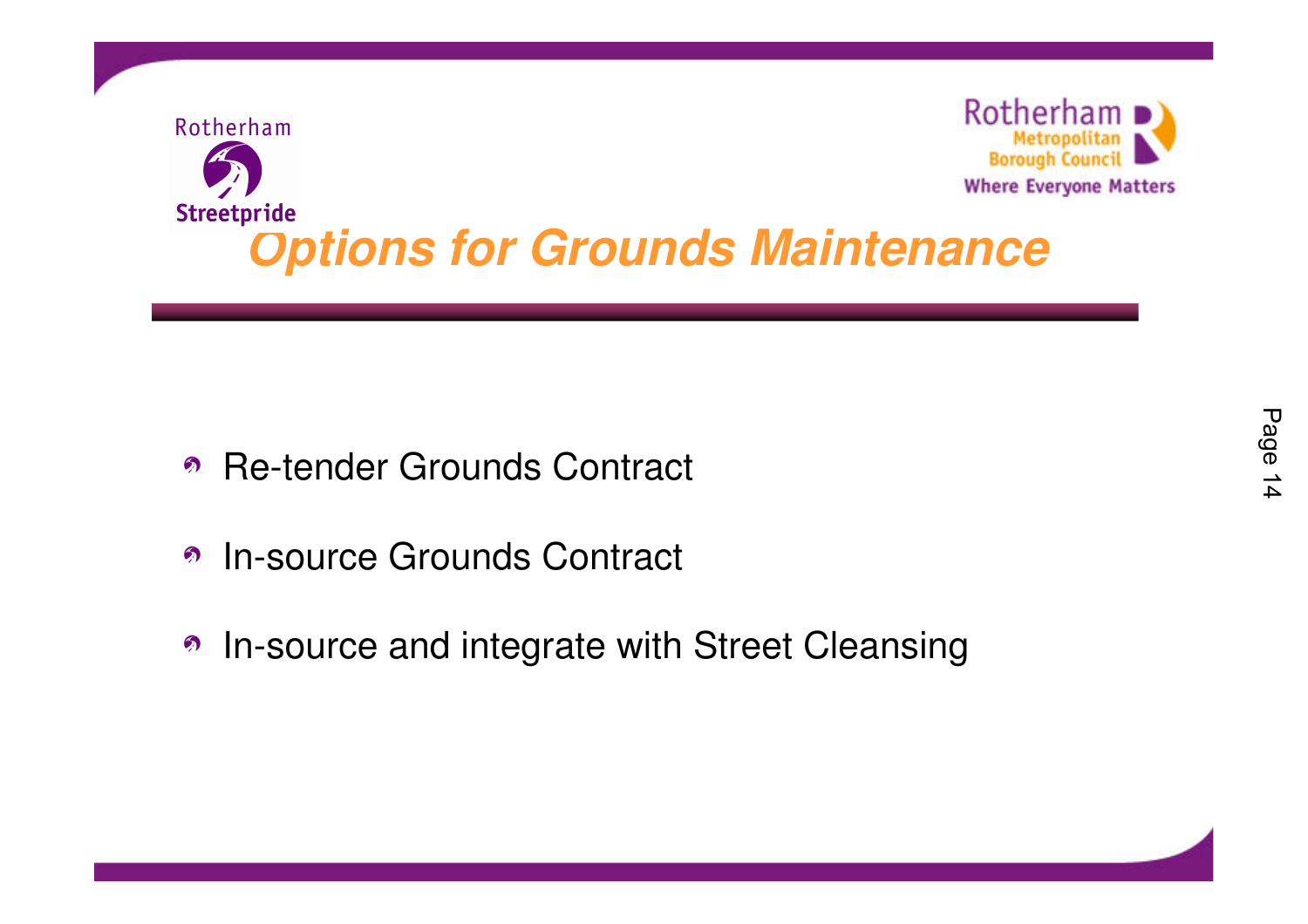# Options for Grounds Maintenance

- Re-tender Grounds Contract
- In-source Grounds Contract
- In-source and integrate with Street Cleansing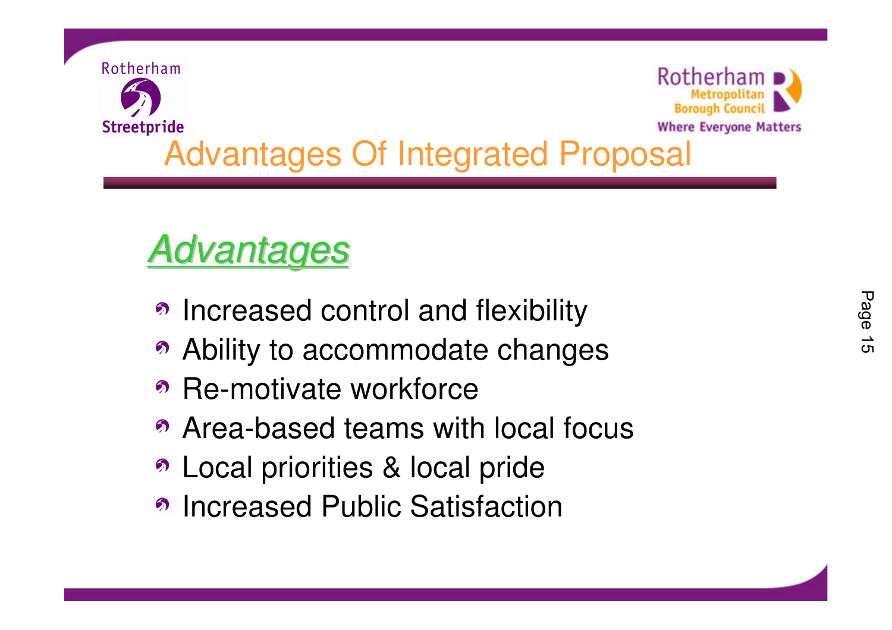# Advantages Of Integrated Proposal

## *Advantages*

- Increased control and flexibility
- Ability to accommodate changes
- Re-motivate workforce
- Area-based teams with local focus
- Local priorities & local pride
- Increased Public Satisfaction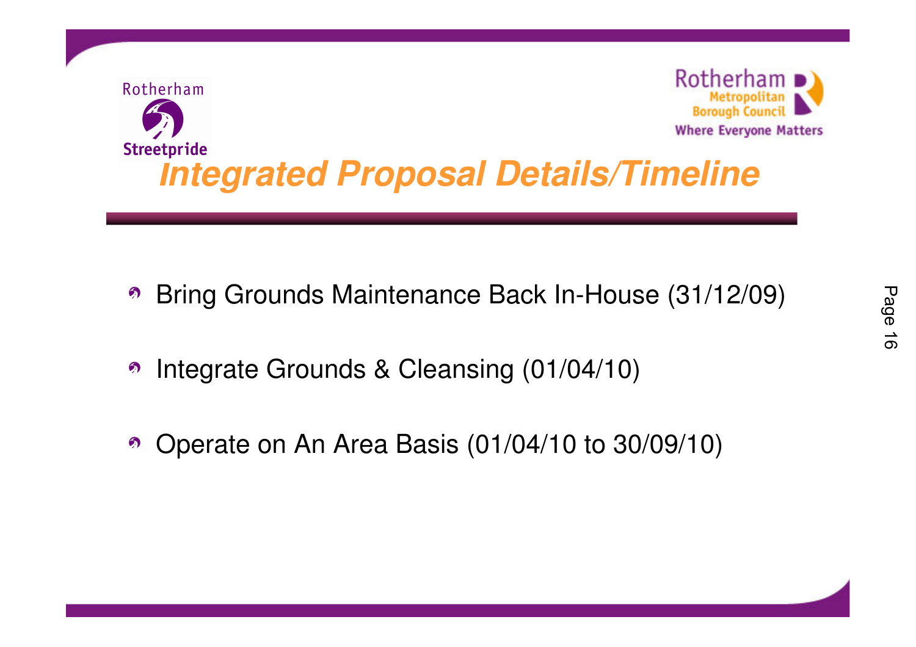# Integrated Proposal Details/Timeline

- Bring Grounds Maintenance Back In-House (31/12/09)
- Integrate Grounds & Cleansing (01/04/10)
- Operate on An Area Basis (01/04/10 to 30/09/10)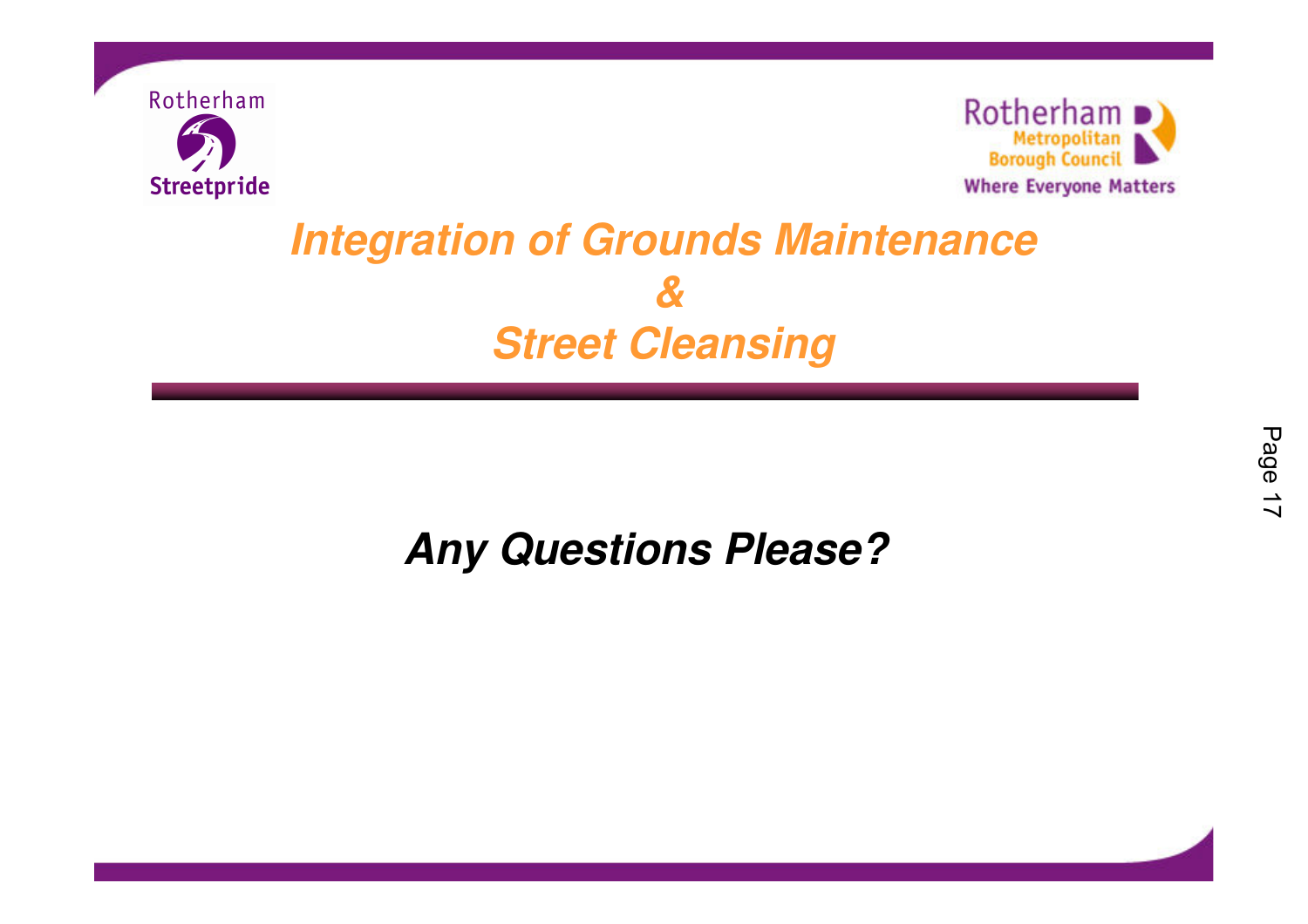Rotherham Streetpride

Rotherham Metropolitan Borough Council
Where Everyone Matters

# Integration of Grounds Maintenance & Street Cleansing

***Any Questions Please?***